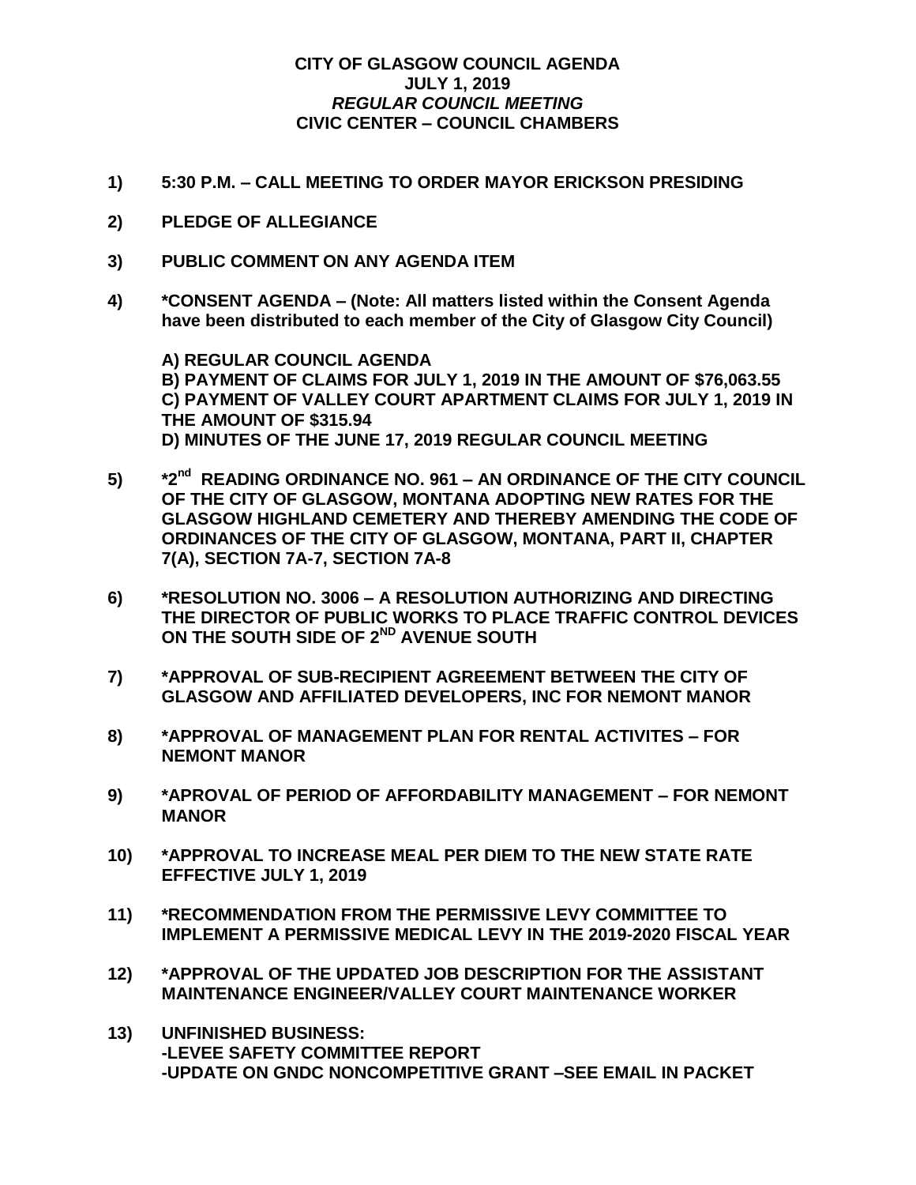**CITY OF GLASGOW COUNCIL AGENDA**
**JULY 1, 2019**
***REGULAR COUNCIL MEETING***
**CIVIC CENTER – COUNCIL CHAMBERS**

**1) 5:30 P.M. – CALL MEETING TO ORDER MAYOR ERICKSON PRESIDING**

**2) PLEDGE OF ALLEGIANCE**

**3) PUBLIC COMMENT ON ANY AGENDA ITEM**

**4) *CONSENT AGENDA – (Note: All matters listed within the Consent Agenda have been distributed to each member of the City of Glasgow City Council)**

**A) REGULAR COUNCIL AGENDA**
**B) PAYMENT OF CLAIMS FOR JULY 1, 2019 IN THE AMOUNT OF $76,063.55**
**C) PAYMENT OF VALLEY COURT APARTMENT CLAIMS FOR JULY 1, 2019 IN THE AMOUNT OF $315.94**
**D) MINUTES OF THE JUNE 17, 2019 REGULAR COUNCIL MEETING**

**5) *2nd READING ORDINANCE NO. 961 – AN ORDINANCE OF THE CITY COUNCIL OF THE CITY OF GLASGOW, MONTANA ADOPTING NEW RATES FOR THE GLASGOW HIGHLAND CEMETERY AND THEREBY AMENDING THE CODE OF ORDINANCES OF THE CITY OF GLASGOW, MONTANA, PART II, CHAPTER 7(A), SECTION 7A-7, SECTION 7A-8**

**6) *RESOLUTION NO. 3006 – A RESOLUTION AUTHORIZING AND DIRECTING THE DIRECTOR OF PUBLIC WORKS TO PLACE TRAFFIC CONTROL DEVICES ON THE SOUTH SIDE OF 2ND AVENUE SOUTH**

**7) *APPROVAL OF SUB-RECIPIENT AGREEMENT BETWEEN THE CITY OF GLASGOW AND AFFILIATED DEVELOPERS, INC FOR NEMONT MANOR**

**8) *APPROVAL OF MANAGEMENT PLAN FOR RENTAL ACTIVITES – FOR NEMONT MANOR**

**9) *APROVAL OF PERIOD OF AFFORDABILITY MANAGEMENT – FOR NEMONT MANOR**

**10) *APPROVAL TO INCREASE MEAL PER DIEM TO THE NEW STATE RATE EFFECTIVE JULY 1, 2019**

**11) *RECOMMENDATION FROM THE PERMISSIVE LEVY COMMITTEE TO IMPLEMENT A PERMISSIVE MEDICAL LEVY IN THE 2019-2020 FISCAL YEAR**

**12) *APPROVAL OF THE UPDATED JOB DESCRIPTION FOR THE ASSISTANT MAINTENANCE ENGINEER/VALLEY COURT MAINTENANCE WORKER**

**13) UNFINISHED BUSINESS:**
**-LEVEE SAFETY COMMITTEE REPORT**
**-UPDATE ON GNDC NONCOMPETITIVE GRANT –SEE EMAIL IN PACKET**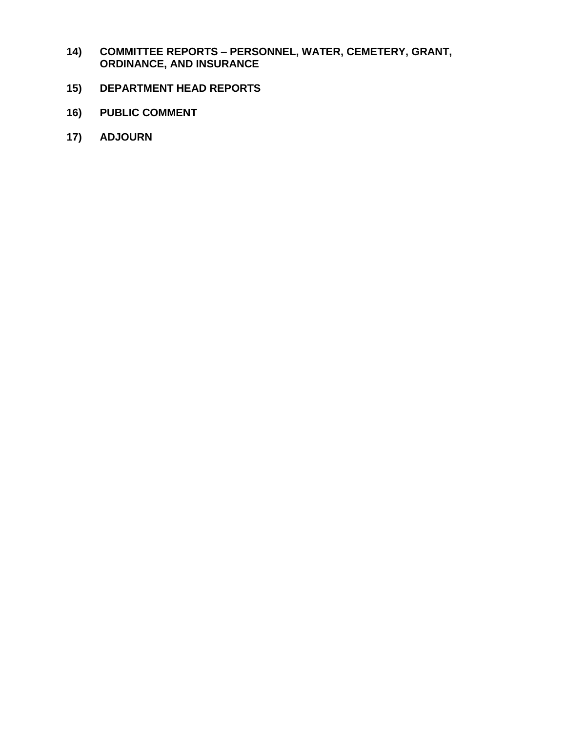**14) COMMITTEE REPORTS – PERSONNEL, WATER, CEMETERY, GRANT, ORDINANCE, AND INSURANCE**

**15) DEPARTMENT HEAD REPORTS**

**16) PUBLIC COMMENT**

**17) ADJOURN**